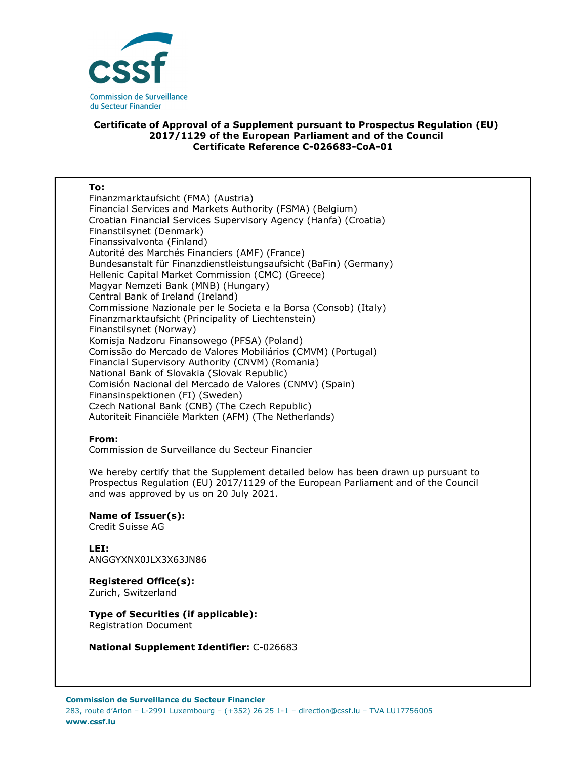cssf

Commission de Surveillance du Secteur Financier

**Certificate of Approval of a Supplement pursuant to Prospectus Regulation (EU) 2017/1129 of the European Parliament and of the Council**
**Certificate Reference C-026683-CoA-01**

**To:**
Finanzmarktaufsicht (FMA) (Austria)
Financial Services and Markets Authority (FSMA) (Belgium)
Croatian Financial Services Supervisory Agency (Hanfa) (Croatia)
Finanstilsynet (Denmark)
Finanssivalvonta (Finland)
Autorité des Marchés Financiers (AMF) (France)
Bundesanstalt für Finanzdienstleistungsaufsicht (BaFin) (Germany)
Hellenic Capital Market Commission (CMC) (Greece)
Magyar Nemzeti Bank (MNB) (Hungary)
Central Bank of Ireland (Ireland)
Commissione Nazionale per le Societa e la Borsa (Consob) (Italy)
Finanzmarktaufsicht (Principality of Liechtenstein)
Finanstilsynet (Norway)
Komisja Nadzoru Finansowego (PFSA) (Poland)
Comissão do Mercado de Valores Mobiliários (CMVM) (Portugal)
Financial Supervisory Authority (CNVM) (Romania)
National Bank of Slovakia (Slovak Republic)
Comisión Nacional del Mercado de Valores (CNMV) (Spain)
Finansinspektionen (FI) (Sweden)
Czech National Bank (CNB) (The Czech Republic)
Autoriteit Financiële Markten (AFM) (The Netherlands)

**From:**
Commission de Surveillance du Secteur Financier

We hereby certify that the Supplement detailed below has been drawn up pursuant to Prospectus Regulation (EU) 2017/1129 of the European Parliament and of the Council and was approved by us on 20 July 2021.

**Name of Issuer(s):**
Credit Suisse AG

**LEI:**
ANGGYXNX0JLX3X63JN86

**Registered Office(s):**
Zurich, Switzerland

**Type of Securities (if applicable):**
Registration Document

**National Supplement Identifier:** C-026683

**Commission de Surveillance du Secteur Financier**
283, route d'Arlon – L-2991 Luxembourg – (+352) 26 25 1-1 – direction@cssf.lu – TVA LU17756005
**www.cssf.lu**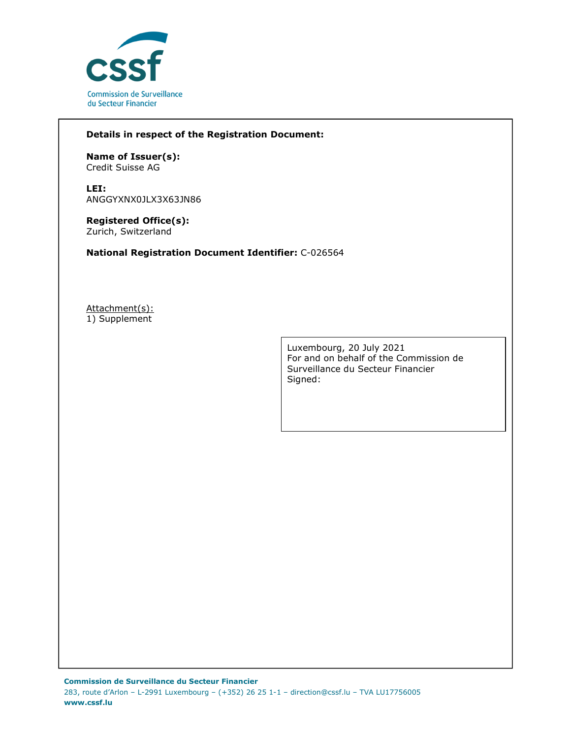**Details in respect of the Registration Document:**

**Name of Issuer(s):**
Credit Suisse AG

**LEI:**
ANGGYXNX0JLX3X63JN86

**Registered Office(s):**
Zurich, Switzerland

**National Registration Document Identifier:** C-026564

Attachment(s):
1) Supplement

Luxembourg, 20 July 2021
For and on behalf of the Commission de Surveillance du Secteur Financier
Signed:

**Commission de Surveillance du Secteur Financier**
283, route d'Arlon – L-2991 Luxembourg – (+352) 26 25 1-1 – direction@cssf.lu – TVA LU17756005
**www.cssf.lu**